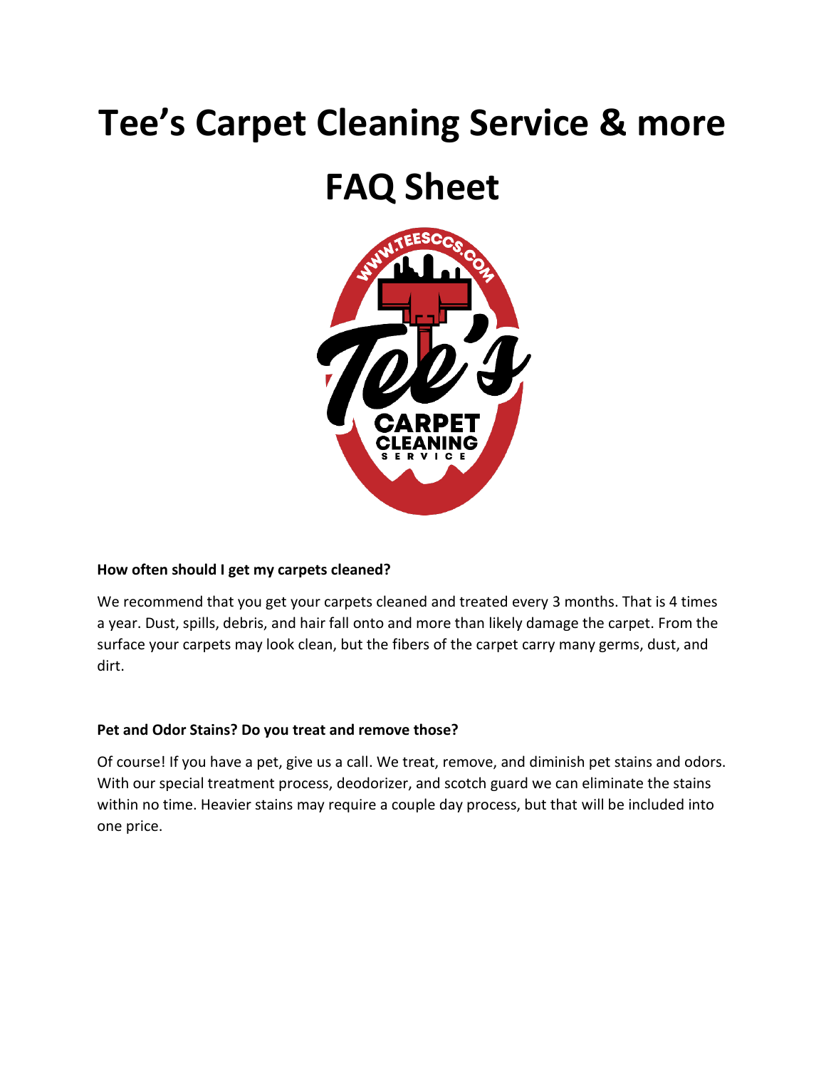# Tee's Carpet Cleaning Service & more

# FAQ Sheet

**How often should I get my carpets cleaned?**

We recommend that you get your carpets cleaned and treated every 3 months. That is 4 times a year. Dust, spills, debris, and hair fall onto and more than likely damage the carpet. From the surface your carpets may look clean, but the fibers of the carpet carry many germs, dust, and dirt.

**Pet and Odor Stains? Do you treat and remove those?**

Of course! If you have a pet, give us a call. We treat, remove, and diminish pet stains and odors. With our special treatment process, deodorizer, and scotch guard we can eliminate the stains within no time. Heavier stains may require a couple day process, but that will be included into one price.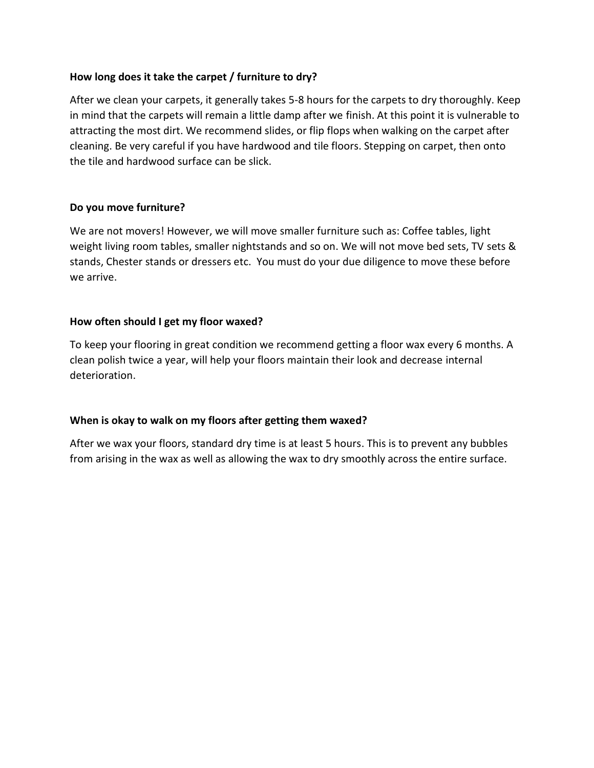**How long does it take the carpet / furniture to dry?**

After we clean your carpets, it generally takes 5-8 hours for the carpets to dry thoroughly. Keep in mind that the carpets will remain a little damp after we finish. At this point it is vulnerable to attracting the most dirt. We recommend slides, or flip flops when walking on the carpet after cleaning. Be very careful if you have hardwood and tile floors. Stepping on carpet, then onto the tile and hardwood surface can be slick.

**Do you move furniture?**

We are not movers! However, we will move smaller furniture such as: Coffee tables, light weight living room tables, smaller nightstands and so on. We will not move bed sets, TV sets & stands, Chester stands or dressers etc. You must do your due diligence to move these before we arrive.

**How often should I get my floor waxed?**

To keep your flooring in great condition we recommend getting a floor wax every 6 months. A clean polish twice a year, will help your floors maintain their look and decrease internal deterioration.

**When is okay to walk on my floors after getting them waxed?**

After we wax your floors, standard dry time is at least 5 hours. This is to prevent any bubbles from arising in the wax as well as allowing the wax to dry smoothly across the entire surface.